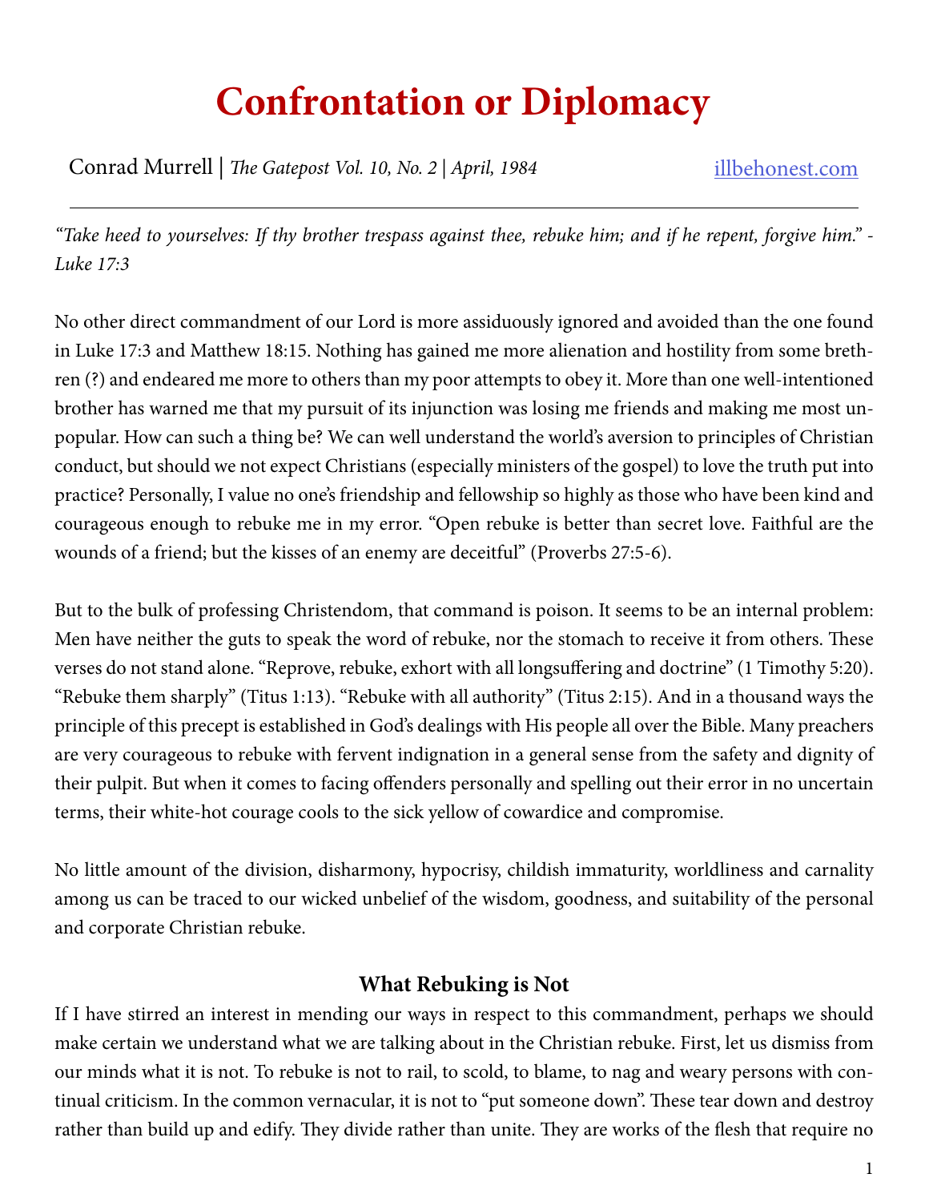# Confrontation or Diplomacy

Conrad Murrell | *The Gatepost Vol. 10, No. 2 | April, 1984* illbehonest.com

---

*"Take heed to yourselves: If thy brother trespass against thee, rebuke him; and if he repent, forgive him." - Luke 17:3*

No other direct commandment of our Lord is more assiduously ignored and avoided than the one found in Luke 17:3 and Matthew 18:15. Nothing has gained me more alienation and hostility from some brethren (?) and endeared me more to others than my poor attempts to obey it. More than one well-intentioned brother has warned me that my pursuit of its injunction was losing me friends and making me most unpopular. How can such a thing be? We can well understand the world's aversion to principles of Christian conduct, but should we not expect Christians (especially ministers of the gospel) to love the truth put into practice? Personally, I value no one's friendship and fellowship so highly as those who have been kind and courageous enough to rebuke me in my error. "Open rebuke is better than secret love. Faithful are the wounds of a friend; but the kisses of an enemy are deceitful" (Proverbs 27:5-6).

But to the bulk of professing Christendom, that command is poison. It seems to be an internal problem: Men have neither the guts to speak the word of rebuke, nor the stomach to receive it from others. These verses do not stand alone. "Reprove, rebuke, exhort with all longsuffering and doctrine" (1 Timothy 5:20). "Rebuke them sharply" (Titus 1:13). "Rebuke with all authority" (Titus 2:15). And in a thousand ways the principle of this precept is established in God's dealings with His people all over the Bible. Many preachers are very courageous to rebuke with fervent indignation in a general sense from the safety and dignity of their pulpit. But when it comes to facing offenders personally and spelling out their error in no uncertain terms, their white-hot courage cools to the sick yellow of cowardice and compromise.

No little amount of the division, disharmony, hypocrisy, childish immaturity, worldliness and carnality among us can be traced to our wicked unbelief of the wisdom, goodness, and suitability of the personal and corporate Christian rebuke.

## What Rebuking is Not

If I have stirred an interest in mending our ways in respect to this commandment, perhaps we should make certain we understand what we are talking about in the Christian rebuke. First, let us dismiss from our minds what it is not. To rebuke is not to rail, to scold, to blame, to nag and weary persons with continual criticism. In the common vernacular, it is not to "put someone down". These tear down and destroy rather than build up and edify. They divide rather than unite. They are works of the flesh that require no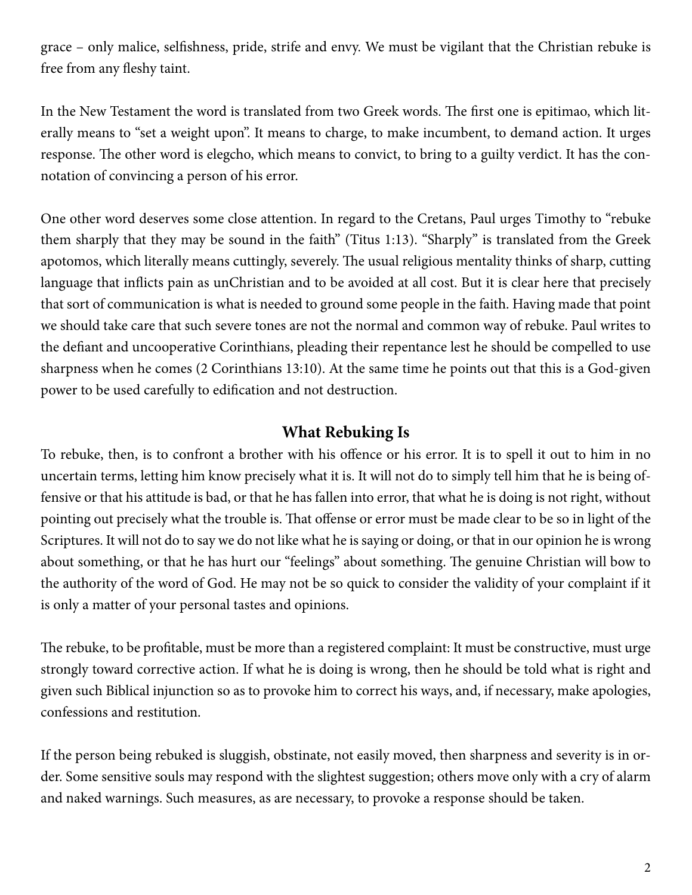grace – only malice, selfishness, pride, strife and envy. We must be vigilant that the Christian rebuke is free from any fleshy taint.

In the New Testament the word is translated from two Greek words. The first one is epitimao, which literally means to "set a weight upon". It means to charge, to make incumbent, to demand action. It urges response. The other word is elegcho, which means to convict, to bring to a guilty verdict. It has the connotation of convincing a person of his error.

One other word deserves some close attention. In regard to the Cretans, Paul urges Timothy to "rebuke them sharply that they may be sound in the faith" (Titus 1:13). "Sharply" is translated from the Greek apotomos, which literally means cuttingly, severely. The usual religious mentality thinks of sharp, cutting language that inflicts pain as unChristian and to be avoided at all cost. But it is clear here that precisely that sort of communication is what is needed to ground some people in the faith. Having made that point we should take care that such severe tones are not the normal and common way of rebuke. Paul writes to the defiant and uncooperative Corinthians, pleading their repentance lest he should be compelled to use sharpness when he comes (2 Corinthians 13:10). At the same time he points out that this is a God-given power to be used carefully to edification and not destruction.

## What Rebuking Is

To rebuke, then, is to confront a brother with his offence or his error. It is to spell it out to him in no uncertain terms, letting him know precisely what it is. It will not do to simply tell him that he is being offensive or that his attitude is bad, or that he has fallen into error, that what he is doing is not right, without pointing out precisely what the trouble is. That offense or error must be made clear to be so in light of the Scriptures. It will not do to say we do not like what he is saying or doing, or that in our opinion he is wrong about something, or that he has hurt our "feelings" about something. The genuine Christian will bow to the authority of the word of God. He may not be so quick to consider the validity of your complaint if it is only a matter of your personal tastes and opinions.

The rebuke, to be profitable, must be more than a registered complaint: It must be constructive, must urge strongly toward corrective action. If what he is doing is wrong, then he should be told what is right and given such Biblical injunction so as to provoke him to correct his ways, and, if necessary, make apologies, confessions and restitution.

If the person being rebuked is sluggish, obstinate, not easily moved, then sharpness and severity is in order. Some sensitive souls may respond with the slightest suggestion; others move only with a cry of alarm and naked warnings. Such measures, as are necessary, to provoke a response should be taken.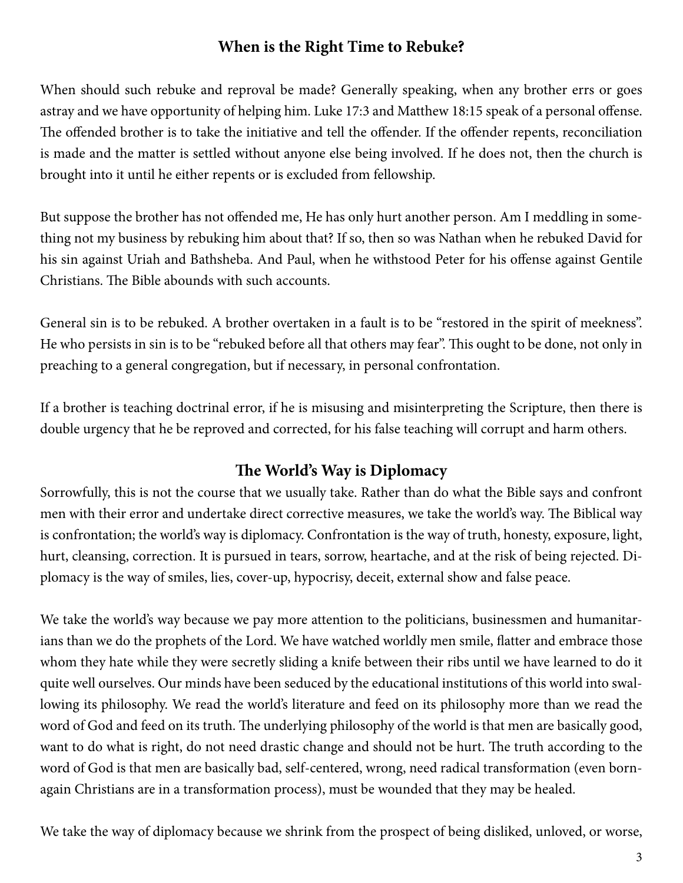## When is the Right Time to Rebuke?

When should such rebuke and reproval be made? Generally speaking, when any brother errs or goes astray and we have opportunity of helping him. Luke 17:3 and Matthew 18:15 speak of a personal offense. The offended brother is to take the initiative and tell the offender. If the offender repents, reconciliation is made and the matter is settled without anyone else being involved. If he does not, then the church is brought into it until he either repents or is excluded from fellowship.

But suppose the brother has not offended me, He has only hurt another person. Am I meddling in something not my business by rebuking him about that? If so, then so was Nathan when he rebuked David for his sin against Uriah and Bathsheba. And Paul, when he withstood Peter for his offense against Gentile Christians. The Bible abounds with such accounts.

General sin is to be rebuked. A brother overtaken in a fault is to be "restored in the spirit of meekness". He who persists in sin is to be "rebuked before all that others may fear". This ought to be done, not only in preaching to a general congregation, but if necessary, in personal confrontation.

If a brother is teaching doctrinal error, if he is misusing and misinterpreting the Scripture, then there is double urgency that he be reproved and corrected, for his false teaching will corrupt and harm others.

## The World's Way is Diplomacy

Sorrowfully, this is not the course that we usually take. Rather than do what the Bible says and confront men with their error and undertake direct corrective measures, we take the world's way. The Biblical way is confrontation; the world's way is diplomacy. Confrontation is the way of truth, honesty, exposure, light, hurt, cleansing, correction. It is pursued in tears, sorrow, heartache, and at the risk of being rejected. Diplomacy is the way of smiles, lies, cover-up, hypocrisy, deceit, external show and false peace.

We take the world's way because we pay more attention to the politicians, businessmen and humanitarians than we do the prophets of the Lord. We have watched worldly men smile, flatter and embrace those whom they hate while they were secretly sliding a knife between their ribs until we have learned to do it quite well ourselves. Our minds have been seduced by the educational institutions of this world into swallowing its philosophy. We read the world's literature and feed on its philosophy more than we read the word of God and feed on its truth. The underlying philosophy of the world is that men are basically good, want to do what is right, do not need drastic change and should not be hurt. The truth according to the word of God is that men are basically bad, self-centered, wrong, need radical transformation (even born-again Christians are in a transformation process), must be wounded that they may be healed.

We take the way of diplomacy because we shrink from the prospect of being disliked, unloved, or worse,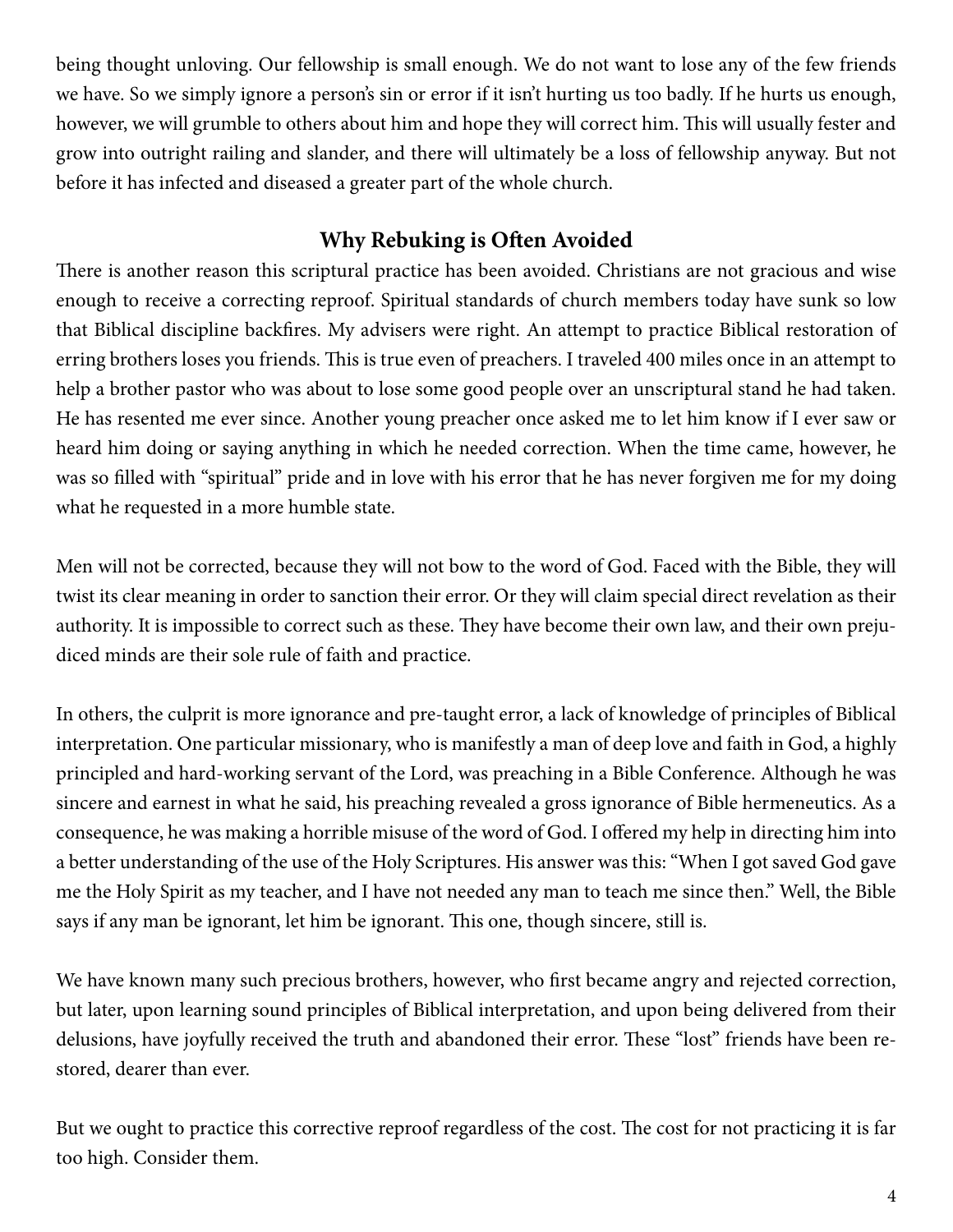being thought unloving. Our fellowship is small enough. We do not want to lose any of the few friends we have. So we simply ignore a person's sin or error if it isn't hurting us too badly. If he hurts us enough, however, we will grumble to others about him and hope they will correct him. This will usually fester and grow into outright railing and slander, and there will ultimately be a loss of fellowship anyway. But not before it has infected and diseased a greater part of the whole church.

## Why Rebuking is Often Avoided

There is another reason this scriptural practice has been avoided. Christians are not gracious and wise enough to receive a correcting reproof. Spiritual standards of church members today have sunk so low that Biblical discipline backfires. My advisers were right. An attempt to practice Biblical restoration of erring brothers loses you friends. This is true even of preachers. I traveled 400 miles once in an attempt to help a brother pastor who was about to lose some good people over an unscriptural stand he had taken. He has resented me ever since. Another young preacher once asked me to let him know if I ever saw or heard him doing or saying anything in which he needed correction. When the time came, however, he was so filled with "spiritual" pride and in love with his error that he has never forgiven me for my doing what he requested in a more humble state.

Men will not be corrected, because they will not bow to the word of God. Faced with the Bible, they will twist its clear meaning in order to sanction their error. Or they will claim special direct revelation as their authority. It is impossible to correct such as these. They have become their own law, and their own prejudiced minds are their sole rule of faith and practice.

In others, the culprit is more ignorance and pre-taught error, a lack of knowledge of principles of Biblical interpretation. One particular missionary, who is manifestly a man of deep love and faith in God, a highly principled and hard-working servant of the Lord, was preaching in a Bible Conference. Although he was sincere and earnest in what he said, his preaching revealed a gross ignorance of Bible hermeneutics. As a consequence, he was making a horrible misuse of the word of God. I offered my help in directing him into a better understanding of the use of the Holy Scriptures. His answer was this: "When I got saved God gave me the Holy Spirit as my teacher, and I have not needed any man to teach me since then." Well, the Bible says if any man be ignorant, let him be ignorant. This one, though sincere, still is.

We have known many such precious brothers, however, who first became angry and rejected correction, but later, upon learning sound principles of Biblical interpretation, and upon being delivered from their delusions, have joyfully received the truth and abandoned their error. These "lost" friends have been restored, dearer than ever.

But we ought to practice this corrective reproof regardless of the cost. The cost for not practicing it is far too high. Consider them.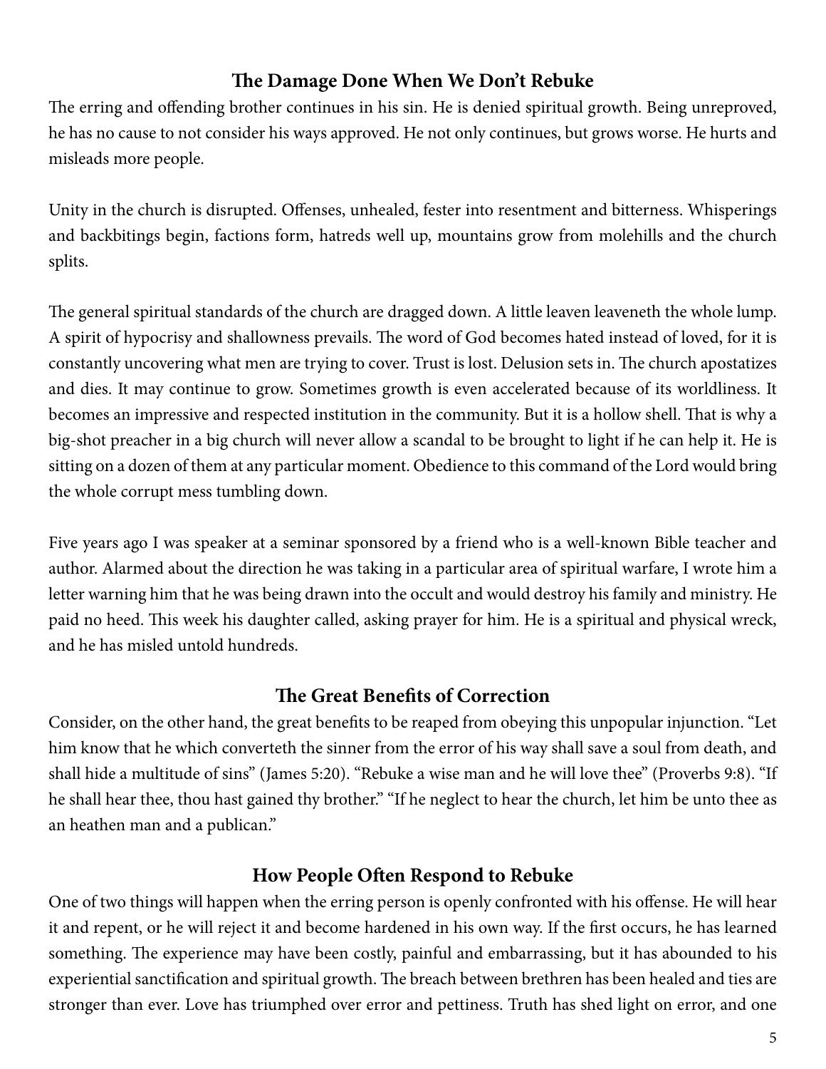## The Damage Done When We Don't Rebuke

The erring and offending brother continues in his sin. He is denied spiritual growth. Being unreproved, he has no cause to not consider his ways approved. He not only continues, but grows worse. He hurts and misleads more people.

Unity in the church is disrupted. Offenses, unhealed, fester into resentment and bitterness. Whisperings and backbitings begin, factions form, hatreds well up, mountains grow from molehills and the church splits.

The general spiritual standards of the church are dragged down. A little leaven leaveneth the whole lump. A spirit of hypocrisy and shallowness prevails. The word of God becomes hated instead of loved, for it is constantly uncovering what men are trying to cover. Trust is lost. Delusion sets in. The church apostatizes and dies. It may continue to grow. Sometimes growth is even accelerated because of its worldliness. It becomes an impressive and respected institution in the community. But it is a hollow shell. That is why a big-shot preacher in a big church will never allow a scandal to be brought to light if he can help it. He is sitting on a dozen of them at any particular moment. Obedience to this command of the Lord would bring the whole corrupt mess tumbling down.

Five years ago I was speaker at a seminar sponsored by a friend who is a well-known Bible teacher and author. Alarmed about the direction he was taking in a particular area of spiritual warfare, I wrote him a letter warning him that he was being drawn into the occult and would destroy his family and ministry. He paid no heed. This week his daughter called, asking prayer for him. He is a spiritual and physical wreck, and he has misled untold hundreds.

## The Great Benefits of Correction

Consider, on the other hand, the great benefits to be reaped from obeying this unpopular injunction. "Let him know that he which converteth the sinner from the error of his way shall save a soul from death, and shall hide a multitude of sins" (James 5:20). "Rebuke a wise man and he will love thee" (Proverbs 9:8). "If he shall hear thee, thou hast gained thy brother." "If he neglect to hear the church, let him be unto thee as an heathen man and a publican."

## How People Often Respond to Rebuke

One of two things will happen when the erring person is openly confronted with his offense. He will hear it and repent, or he will reject it and become hardened in his own way. If the first occurs, he has learned something. The experience may have been costly, painful and embarrassing, but it has abounded to his experiential sanctification and spiritual growth. The breach between brethren has been healed and ties are stronger than ever. Love has triumphed over error and pettiness. Truth has shed light on error, and one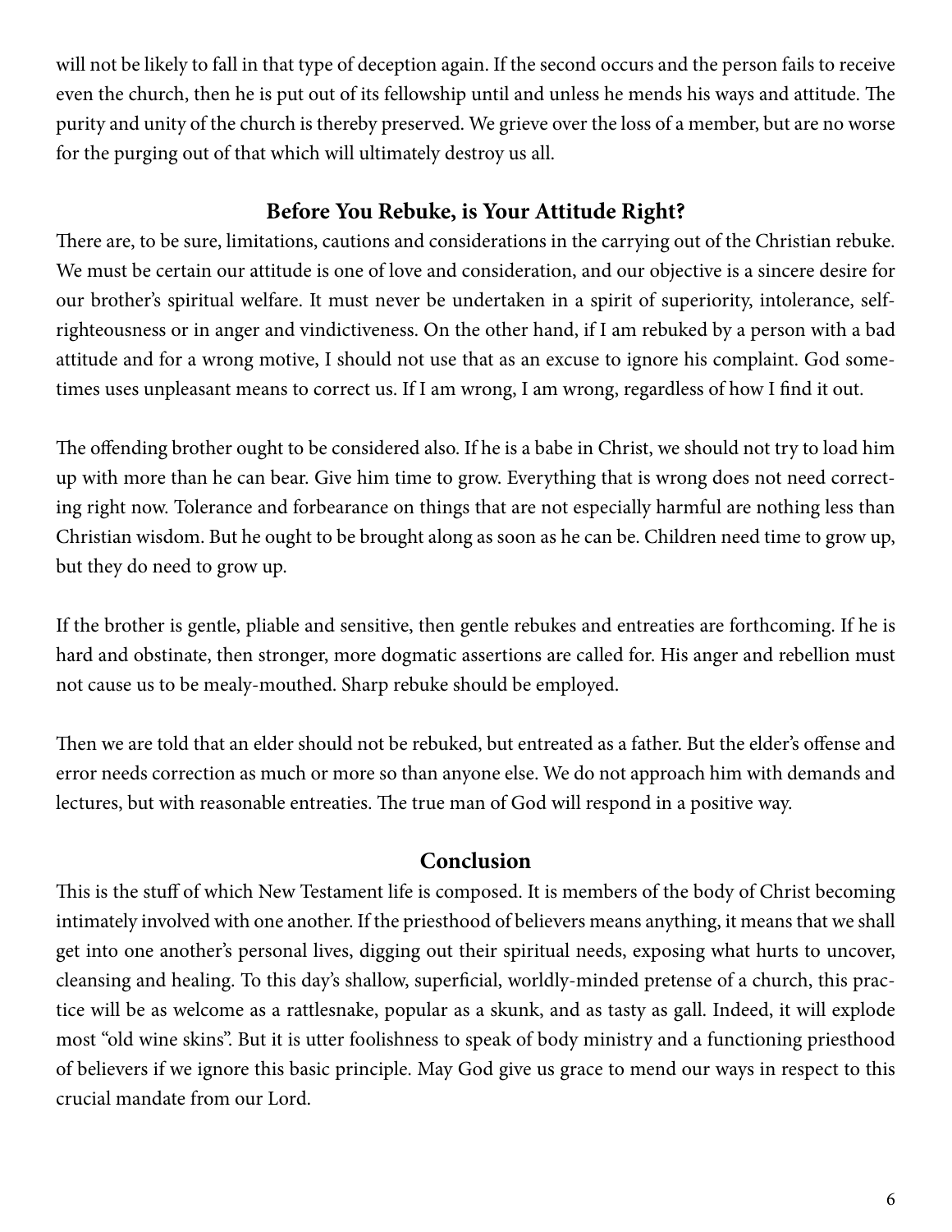will not be likely to fall in that type of deception again. If the second occurs and the person fails to receive even the church, then he is put out of its fellowship until and unless he mends his ways and attitude. The purity and unity of the church is thereby preserved. We grieve over the loss of a member, but are no worse for the purging out of that which will ultimately destroy us all.

## Before You Rebuke, is Your Attitude Right?

There are, to be sure, limitations, cautions and considerations in the carrying out of the Christian rebuke. We must be certain our attitude is one of love and consideration, and our objective is a sincere desire for our brother's spiritual welfare. It must never be undertaken in a spirit of superiority, intolerance, self-righteousness or in anger and vindictiveness. On the other hand, if I am rebuked by a person with a bad attitude and for a wrong motive, I should not use that as an excuse to ignore his complaint. God sometimes uses unpleasant means to correct us. If I am wrong, I am wrong, regardless of how I find it out.

The offending brother ought to be considered also. If he is a babe in Christ, we should not try to load him up with more than he can bear. Give him time to grow. Everything that is wrong does not need correcting right now. Tolerance and forbearance on things that are not especially harmful are nothing less than Christian wisdom. But he ought to be brought along as soon as he can be. Children need time to grow up, but they do need to grow up.

If the brother is gentle, pliable and sensitive, then gentle rebukes and entreaties are forthcoming. If he is hard and obstinate, then stronger, more dogmatic assertions are called for. His anger and rebellion must not cause us to be mealy-mouthed. Sharp rebuke should be employed.

Then we are told that an elder should not be rebuked, but entreated as a father. But the elder's offense and error needs correction as much or more so than anyone else. We do not approach him with demands and lectures, but with reasonable entreaties. The true man of God will respond in a positive way.

## Conclusion

This is the stuff of which New Testament life is composed. It is members of the body of Christ becoming intimately involved with one another. If the priesthood of believers means anything, it means that we shall get into one another's personal lives, digging out their spiritual needs, exposing what hurts to uncover, cleansing and healing. To this day's shallow, superficial, worldly-minded pretense of a church, this practice will be as welcome as a rattlesnake, popular as a skunk, and as tasty as gall. Indeed, it will explode most "old wine skins". But it is utter foolishness to speak of body ministry and a functioning priesthood of believers if we ignore this basic principle. May God give us grace to mend our ways in respect to this crucial mandate from our Lord.